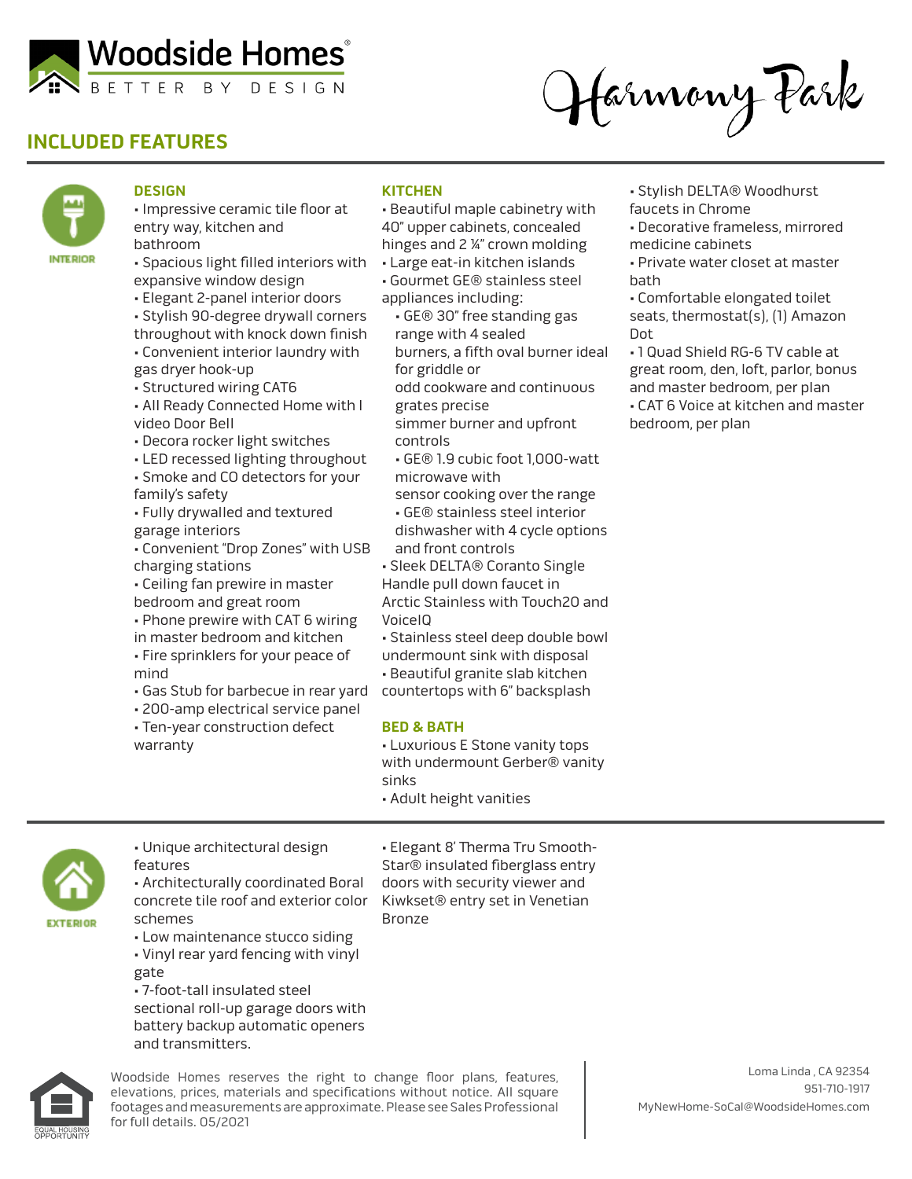Woodside Homes®
BETTER BY DESIGN

Harmony Park

## INCLUDED FEATURES

INTERIOR

### DESIGN

- Impressive ceramic tile floor at entry way, kitchen and bathroom
- Spacious light filled interiors with expansive window design
- Elegant 2-panel interior doors
- Stylish 90-degree drywall corners throughout with knock down finish
- Convenient interior laundry with gas dryer hook-up
- Structured wiring CAT6
- All Ready Connected Home with I video Door Bell
- Decora rocker light switches
- LED recessed lighting throughout
- Smoke and CO detectors for your family's safety
- Fully drywalled and textured garage interiors
- Convenient "Drop Zones" with USB charging stations
- Ceiling fan prewire in master bedroom and great room
- Phone prewire with CAT 6 wiring in master bedroom and kitchen
- Fire sprinklers for your peace of mind
- Gas Stub for barbecue in rear yard
- 200-amp electrical service panel
- Ten-year construction defect warranty

### KITCHEN

- Beautiful maple cabinetry with 40" upper cabinets, concealed hinges and 2 ¼" crown molding
- Large eat-in kitchen islands
- Gourmet GE® stainless steel appliances including:
  - GE® 30" free standing gas range with 4 sealed burners, a fifth oval burner ideal for griddle or odd cookware and continuous grates precise simmer burner and upfront controls
  - GE® 1.9 cubic foot 1,000-watt microwave with sensor cooking over the range
  - GE® stainless steel interior dishwasher with 4 cycle options and front controls
- Sleek DELTA® Coranto Single Handle pull down faucet in Arctic Stainless with Touch2O and VoiceIQ
- Stainless steel deep double bowl undermount sink with disposal
- Beautiful granite slab kitchen countertops with 6" backsplash

### BED & BATH

- Luxurious E Stone vanity tops with undermount Gerber® vanity sinks
- Adult height vanities
- Stylish DELTA® Woodhurst faucets in Chrome
- Decorative frameless, mirrored medicine cabinets
- Private water closet at master bath
- Comfortable elongated toilet seats, thermostat(s), (1) Amazon Dot
- 1 Quad Shield RG-6 TV cable at great room, den, loft, parlor, bonus and master bedroom, per plan
- CAT 6 Voice at kitchen and master bedroom, per plan

EXTERIOR

- Unique architectural design features
- Architecturally coordinated Boral concrete tile roof and exterior color schemes
- Low maintenance stucco siding
- Vinyl rear yard fencing with vinyl gate
- 7-foot-tall insulated steel sectional roll-up garage doors with battery backup automatic openers and transmitters.
- Elegant 8' Therma Tru Smooth-Star® insulated fiberglass entry doors with security viewer and Kwikset® entry set in Venetian Bronze

EQUAL HOUSING OPPORTUNITY

Woodside Homes reserves the right to change floor plans, features, elevations, prices, materials and specifications without notice. All square footages and measurements are approximate. Please see Sales Professional for full details. 05/2021

Loma Linda , CA 92354
951-710-1917
MyNewHome-SoCal@WoodsideHomes.com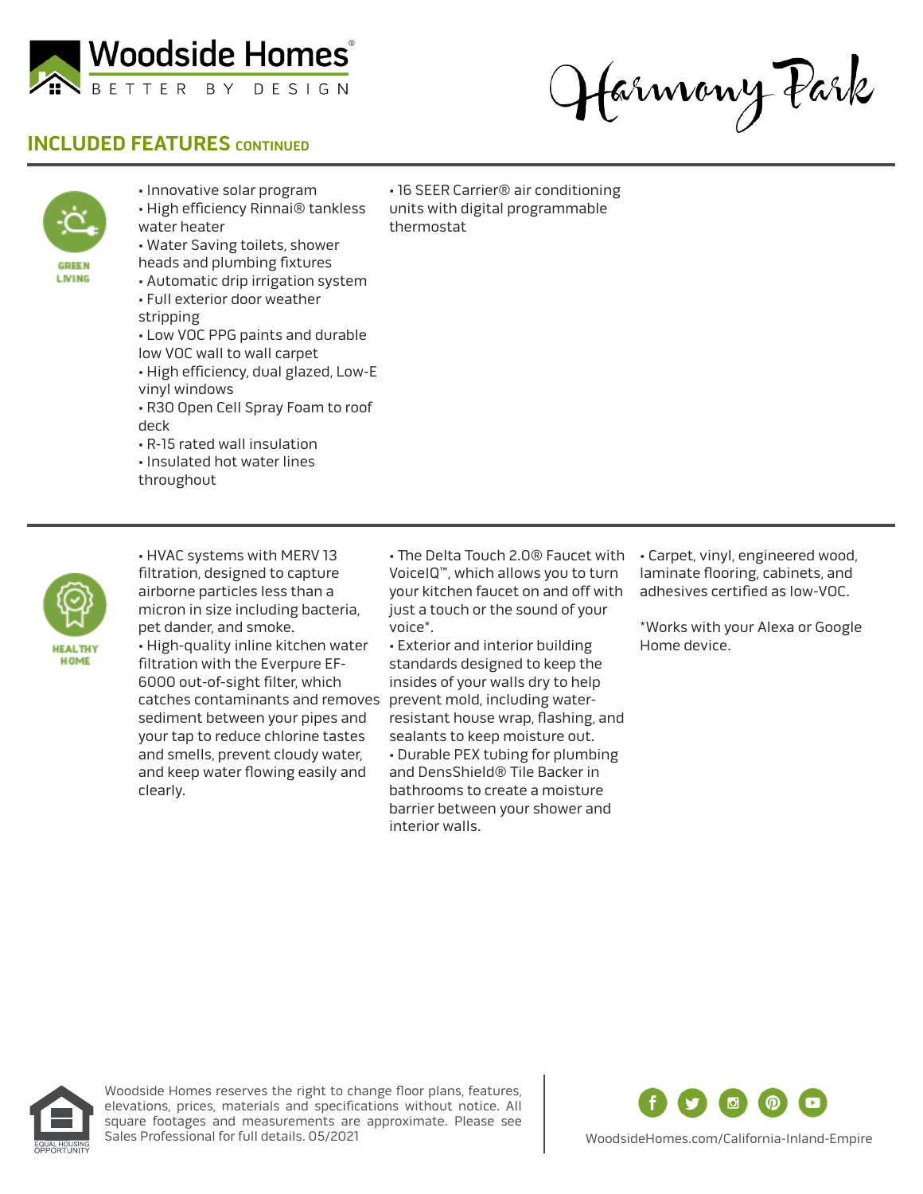## INCLUDED FEATURES CONTINUED

### GREEN LIVING

- Innovative solar program
- High efficiency Rinnai® tankless water heater
- Water Saving toilets, shower heads and plumbing fixtures
- Automatic drip irrigation system
- Full exterior door weather stripping
- Low VOC PPG paints and durable low VOC wall to wall carpet
- High efficiency, dual glazed, Low-E vinyl windows
- R30 Open Cell Spray Foam to roof deck
- R-15 rated wall insulation
- Insulated hot water lines throughout
- 16 SEER Carrier® air conditioning units with digital programmable thermostat

### HEALTHY HOME

- HVAC systems with MERV 13 filtration, designed to capture airborne particles less than a micron in size including bacteria, pet dander, and smoke.
- High-quality inline kitchen water filtration with the Everpure EF-6000 out-of-sight filter, which catches contaminants and removes sediment between your pipes and your tap to reduce chlorine tastes and smells, prevent cloudy water, and keep water flowing easily and clearly.
- The Delta Touch 2.0® Faucet with VoiceIQ™, which allows you to turn your kitchen faucet on and off with just a touch or the sound of your voice*.
- Exterior and interior building standards designed to keep the insides of your walls dry to help prevent mold, including water-resistant house wrap, flashing, and sealants to keep moisture out.
- Durable PEX tubing for plumbing and DensShield® Tile Backer in bathrooms to create a moisture barrier between your shower and interior walls.
- Carpet, vinyl, engineered wood, laminate flooring, cabinets, and adhesives certified as low-VOC.

*Works with your Alexa or Google Home device.

Woodside Homes reserves the right to change floor plans, features, elevations, prices, materials and specifications without notice. All square footages and measurements are approximate. Please see Sales Professional for full details. 05/2021

WoodsideHomes.com/California-Inland-Empire